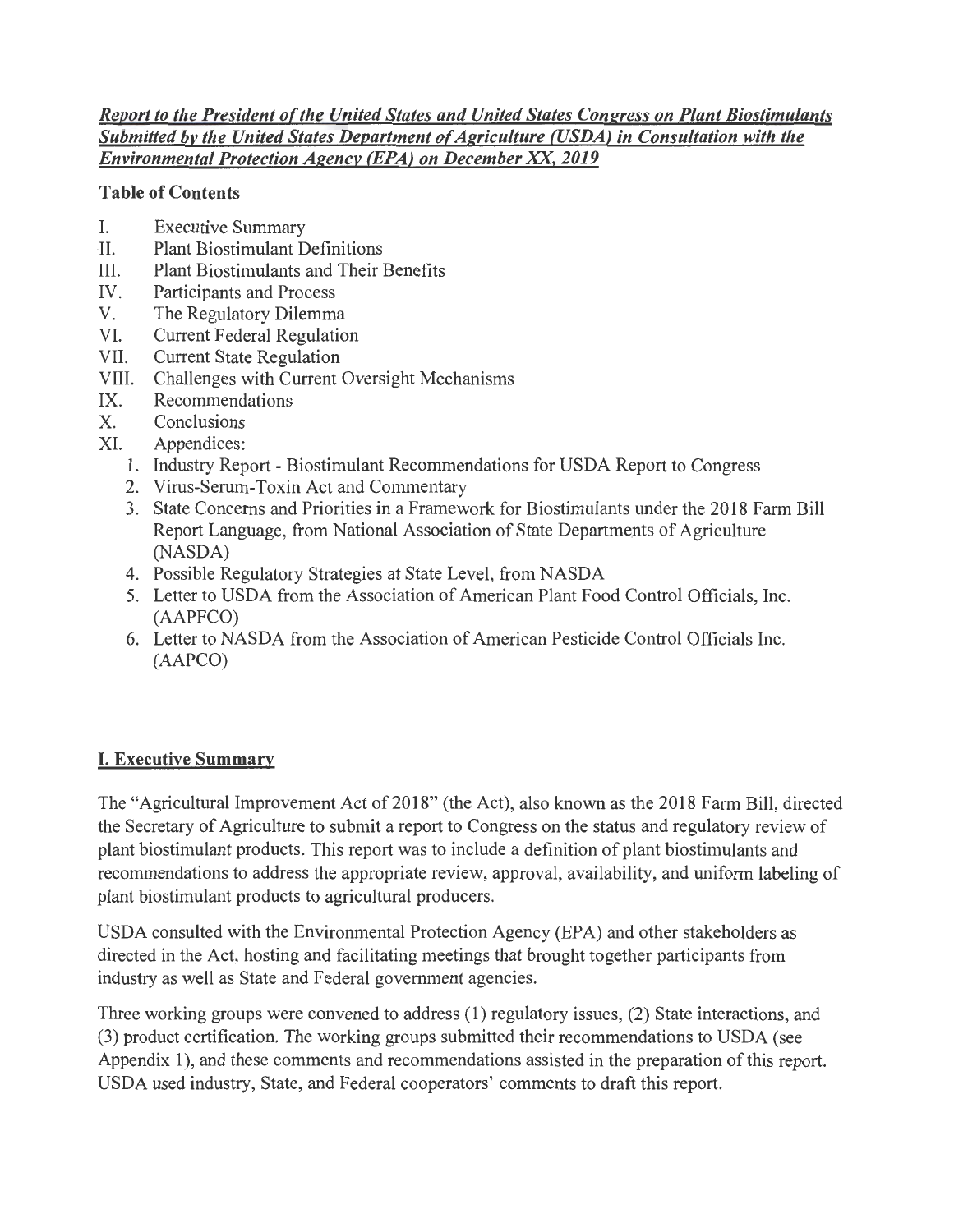***Report to the President of the United States and United States Congress on Plant Biostimulants Submitted by the United States Department of Agriculture (USDA) in Consultation with the Environmental Protection Agency (EPA) on December XX, 2019***

**Table of Contents**

I. Executive Summary
II. Plant Biostimulant Definitions
III. Plant Biostimulants and Their Benefits
IV. Participants and Process
V. The Regulatory Dilemma
VI. Current Federal Regulation
VII. Current State Regulation
VIII. Challenges with Current Oversight Mechanisms
IX. Recommendations
X. Conclusions
XI. Appendices:
  1. Industry Report - Biostimulant Recommendations for USDA Report to Congress
  2. Virus-Serum-Toxin Act and Commentary
  3. State Concerns and Priorities in a Framework for Biostimulants under the 2018 Farm Bill Report Language, from National Association of State Departments of Agriculture (NASDA)
  4. Possible Regulatory Strategies at State Level, from NASDA
  5. Letter to USDA from the Association of American Plant Food Control Officials, Inc. (AAPFCO)
  6. Letter to NASDA from the Association of American Pesticide Control Officials Inc. (AAPCO)

## I. Executive Summary

The "Agricultural Improvement Act of 2018" (the Act), also known as the 2018 Farm Bill, directed the Secretary of Agriculture to submit a report to Congress on the status and regulatory review of plant biostimulant products. This report was to include a definition of plant biostimulants and recommendations to address the appropriate review, approval, availability, and uniform labeling of plant biostimulant products to agricultural producers.

USDA consulted with the Environmental Protection Agency (EPA) and other stakeholders as directed in the Act, hosting and facilitating meetings that brought together participants from industry as well as State and Federal government agencies.

Three working groups were convened to address (1) regulatory issues, (2) State interactions, and (3) product certification. The working groups submitted their recommendations to USDA (see Appendix 1), and these comments and recommendations assisted in the preparation of this report. USDA used industry, State, and Federal cooperators' comments to draft this report.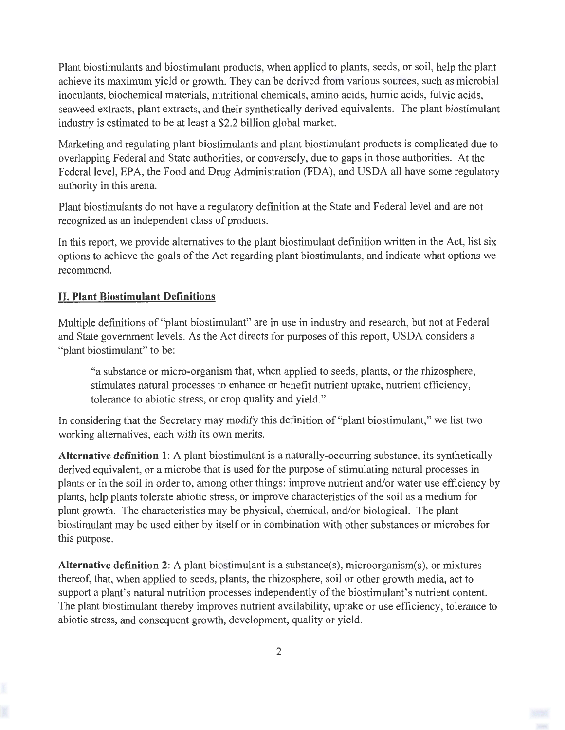Plant biostimulants and biostimulant products, when applied to plants, seeds, or soil, help the plant achieve its maximum yield or growth. They can be derived from various sources, such as microbial inoculants, biochemical materials, nutritional chemicals, amino acids, humic acids, fulvic acids, seaweed extracts, plant extracts, and their synthetically derived equivalents. The plant biostimulant industry is estimated to be at least a $2.2 billion global market.

Marketing and regulating plant biostimulants and plant biostimulant products is complicated due to overlapping Federal and State authorities, or conversely, due to gaps in those authorities. At the Federal level, EPA, the Food and Drug Administration (FDA), and USDA all have some regulatory authority in this arena.

Plant biostimulants do not have a regulatory definition at the State and Federal level and are not recognized as an independent class of products.

In this report, we provide alternatives to the plant biostimulant definition written in the Act, list six options to achieve the goals of the Act regarding plant biostimulants, and indicate what options we recommend.

## II. Plant Biostimulant Definitions

Multiple definitions of "plant biostimulant" are in use in industry and research, but not at Federal and State government levels. As the Act directs for purposes of this report, USDA considers a "plant biostimulant" to be:

> "a substance or micro-organism that, when applied to seeds, plants, or the rhizosphere, stimulates natural processes to enhance or benefit nutrient uptake, nutrient efficiency, tolerance to abiotic stress, or crop quality and yield."

In considering that the Secretary may modify this definition of "plant biostimulant," we list two working alternatives, each with its own merits.

**Alternative definition 1**: A plant biostimulant is a naturally-occurring substance, its synthetically derived equivalent, or a microbe that is used for the purpose of stimulating natural processes in plants or in the soil in order to, among other things: improve nutrient and/or water use efficiency by plants, help plants tolerate abiotic stress, or improve characteristics of the soil as a medium for plant growth. The characteristics may be physical, chemical, and/or biological. The plant biostimulant may be used either by itself or in combination with other substances or microbes for this purpose.

**Alternative definition 2**: A plant biostimulant is a substance(s), microorganism(s), or mixtures thereof, that, when applied to seeds, plants, the rhizosphere, soil or other growth media, act to support a plant's natural nutrition processes independently of the biostimulant's nutrient content. The plant biostimulant thereby improves nutrient availability, uptake or use efficiency, tolerance to abiotic stress, and consequent growth, development, quality or yield.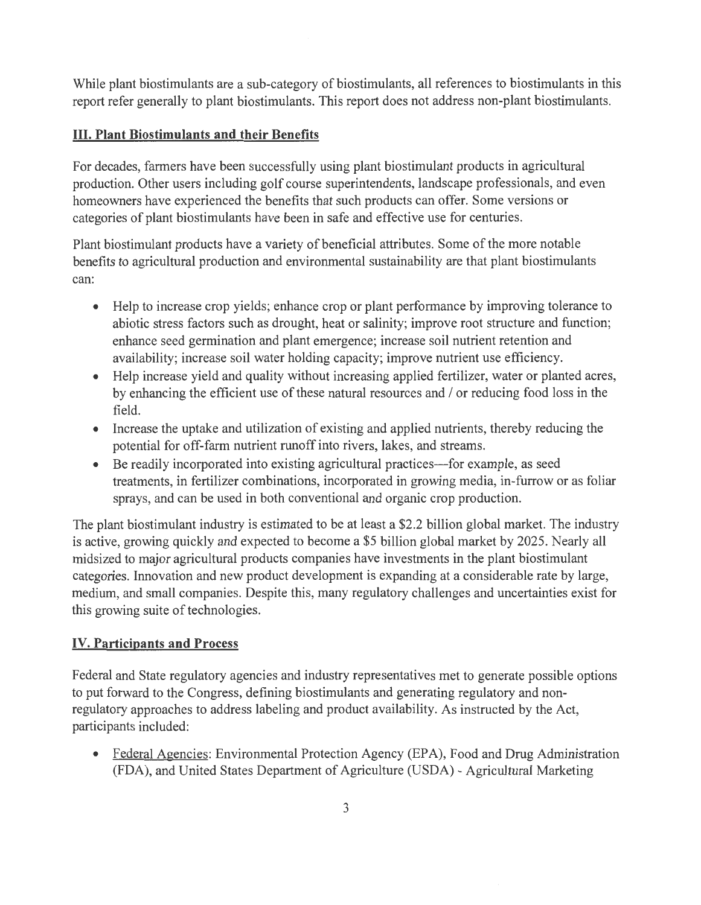While plant biostimulants are a sub-category of biostimulants, all references to biostimulants in this report refer generally to plant biostimulants. This report does not address non-plant biostimulants.

## III. Plant Biostimulants and their Benefits

For decades, farmers have been successfully using plant biostimulant products in agricultural production. Other users including golf course superintendents, landscape professionals, and even homeowners have experienced the benefits that such products can offer. Some versions or categories of plant biostimulants have been in safe and effective use for centuries.

Plant biostimulant products have a variety of beneficial attributes. Some of the more notable benefits to agricultural production and environmental sustainability are that plant biostimulants can:

- Help to increase crop yields; enhance crop or plant performance by improving tolerance to abiotic stress factors such as drought, heat or salinity; improve root structure and function; enhance seed germination and plant emergence; increase soil nutrient retention and availability; increase soil water holding capacity; improve nutrient use efficiency.
- Help increase yield and quality without increasing applied fertilizer, water or planted acres, by enhancing the efficient use of these natural resources and / or reducing food loss in the field.
- Increase the uptake and utilization of existing and applied nutrients, thereby reducing the potential for off-farm nutrient runoff into rivers, lakes, and streams.
- Be readily incorporated into existing agricultural practices—for example, as seed treatments, in fertilizer combinations, incorporated in growing media, in-furrow or as foliar sprays, and can be used in both conventional and organic crop production.

The plant biostimulant industry is estimated to be at least a $2.2 billion global market. The industry is active, growing quickly and expected to become a $5 billion global market by 2025. Nearly all midsized to major agricultural products companies have investments in the plant biostimulant categories. Innovation and new product development is expanding at a considerable rate by large, medium, and small companies. Despite this, many regulatory challenges and uncertainties exist for this growing suite of technologies.

## IV. Participants and Process

Federal and State regulatory agencies and industry representatives met to generate possible options to put forward to the Congress, defining biostimulants and generating regulatory and non-regulatory approaches to address labeling and product availability. As instructed by the Act, participants included:

- Federal Agencies: Environmental Protection Agency (EPA), Food and Drug Administration (FDA), and United States Department of Agriculture (USDA) - Agricultural Marketing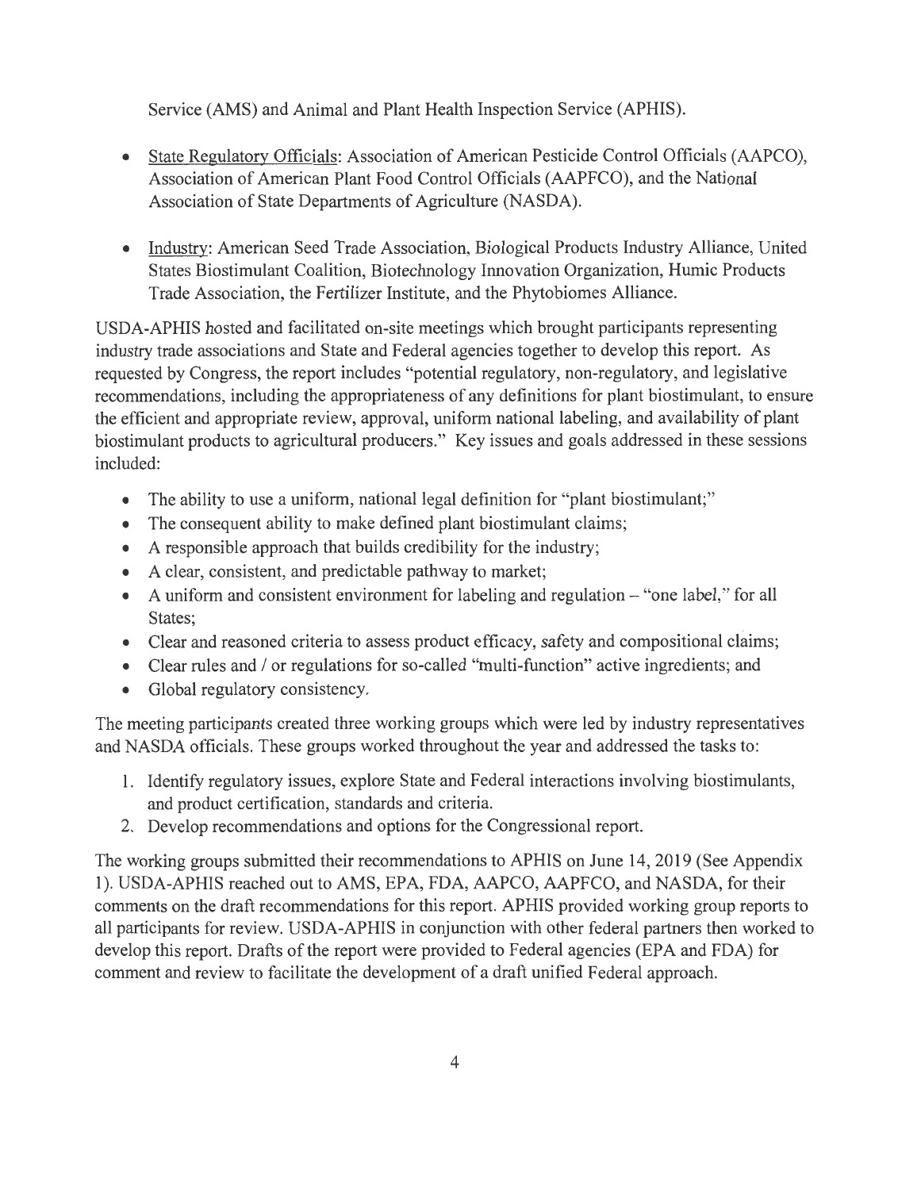Service (AMS) and Animal and Plant Health Inspection Service (APHIS).

- State Regulatory Officials: Association of American Pesticide Control Officials (AAPCO), Association of American Plant Food Control Officials (AAPFCO), and the National Association of State Departments of Agriculture (NASDA).
- Industry: American Seed Trade Association, Biological Products Industry Alliance, United States Biostimulant Coalition, Biotechnology Innovation Organization, Humic Products Trade Association, the Fertilizer Institute, and the Phytobiomes Alliance.

USDA-APHIS hosted and facilitated on-site meetings which brought participants representing industry trade associations and State and Federal agencies together to develop this report. As requested by Congress, the report includes "potential regulatory, non-regulatory, and legislative recommendations, including the appropriateness of any definitions for plant biostimulant, to ensure the efficient and appropriate review, approval, uniform national labeling, and availability of plant biostimulant products to agricultural producers." Key issues and goals addressed in these sessions included:

- The ability to use a uniform, national legal definition for "plant biostimulant;"
- The consequent ability to make defined plant biostimulant claims;
- A responsible approach that builds credibility for the industry;
- A clear, consistent, and predictable pathway to market;
- A uniform and consistent environment for labeling and regulation – "one label," for all States;
- Clear and reasoned criteria to assess product efficacy, safety and compositional claims;
- Clear rules and / or regulations for so-called "multi-function" active ingredients; and
- Global regulatory consistency.

The meeting participants created three working groups which were led by industry representatives and NASDA officials. These groups worked throughout the year and addressed the tasks to:

1. Identify regulatory issues, explore State and Federal interactions involving biostimulants, and product certification, standards and criteria.
2. Develop recommendations and options for the Congressional report.

The working groups submitted their recommendations to APHIS on June 14, 2019 (See Appendix 1). USDA-APHIS reached out to AMS, EPA, FDA, AAPCO, AAPFCO, and NASDA, for their comments on the draft recommendations for this report. APHIS provided working group reports to all participants for review. USDA-APHIS in conjunction with other federal partners then worked to develop this report. Drafts of the report were provided to Federal agencies (EPA and FDA) for comment and review to facilitate the development of a draft unified Federal approach.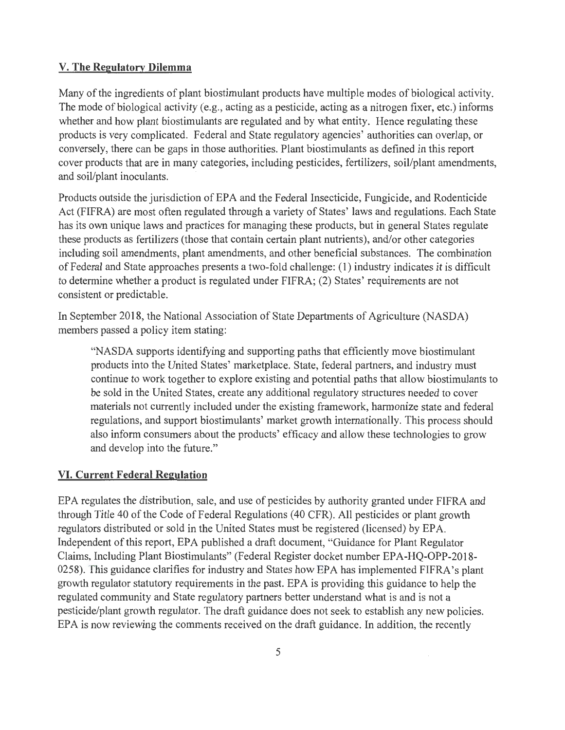## V. The Regulatory Dilemma

Many of the ingredients of plant biostimulant products have multiple modes of biological activity. The mode of biological activity (e.g., acting as a pesticide, acting as a nitrogen fixer, etc.) informs whether and how plant biostimulants are regulated and by what entity. Hence regulating these products is very complicated. Federal and State regulatory agencies' authorities can overlap, or conversely, there can be gaps in those authorities. Plant biostimulants as defined in this report cover products that are in many categories, including pesticides, fertilizers, soil/plant amendments, and soil/plant inoculants.

Products outside the jurisdiction of EPA and the Federal Insecticide, Fungicide, and Rodenticide Act (FIFRA) are most often regulated through a variety of States' laws and regulations. Each State has its own unique laws and practices for managing these products, but in general States regulate these products as fertilizers (those that contain certain plant nutrients), and/or other categories including soil amendments, plant amendments, and other beneficial substances. The combination of Federal and State approaches presents a two-fold challenge: (1) industry indicates it is difficult to determine whether a product is regulated under FIFRA; (2) States' requirements are not consistent or predictable.

In September 2018, the National Association of State Departments of Agriculture (NASDA) members passed a policy item stating:

> "NASDA supports identifying and supporting paths that efficiently move biostimulant products into the United States' marketplace. State, federal partners, and industry must continue to work together to explore existing and potential paths that allow biostimulants to be sold in the United States, create any additional regulatory structures needed to cover materials not currently included under the existing framework, harmonize state and federal regulations, and support biostimulants' market growth internationally. This process should also inform consumers about the products' efficacy and allow these technologies to grow and develop into the future."

## VI. Current Federal Regulation

EPA regulates the distribution, sale, and use of pesticides by authority granted under FIFRA and through Title 40 of the Code of Federal Regulations (40 CFR). All pesticides or plant growth regulators distributed or sold in the United States must be registered (licensed) by EPA. Independent of this report, EPA published a draft document, "Guidance for Plant Regulator Claims, Including Plant Biostimulants" (Federal Register docket number EPA-HQ-OPP-2018-0258). This guidance clarifies for industry and States how EPA has implemented FIFRA's plant growth regulator statutory requirements in the past. EPA is providing this guidance to help the regulated community and State regulatory partners better understand what is and is not a pesticide/plant growth regulator. The draft guidance does not seek to establish any new policies. EPA is now reviewing the comments received on the draft guidance. In addition, the recently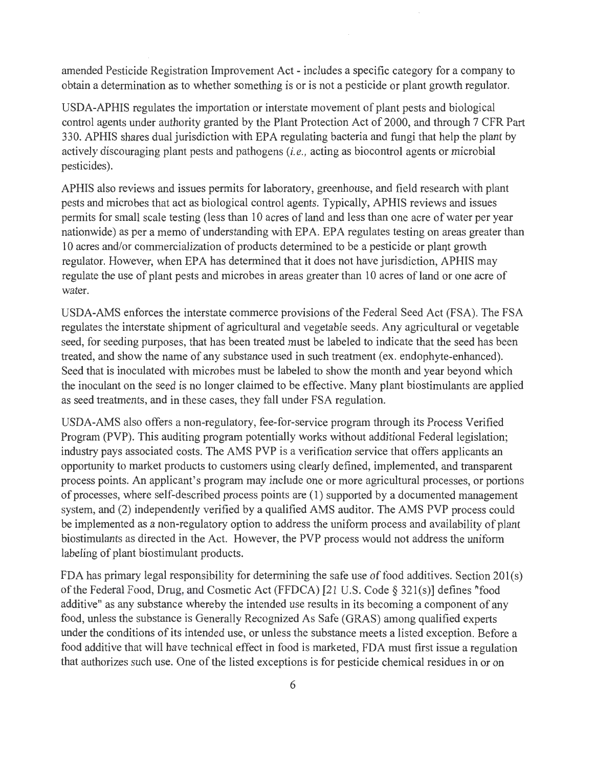amended Pesticide Registration Improvement Act - includes a specific category for a company to obtain a determination as to whether something is or is not a pesticide or plant growth regulator.

USDA-APHIS regulates the importation or interstate movement of plant pests and biological control agents under authority granted by the Plant Protection Act of 2000, and through 7 CFR Part 330. APHIS shares dual jurisdiction with EPA regulating bacteria and fungi that help the plant by actively discouraging plant pests and pathogens (*i.e.*, acting as biocontrol agents or microbial pesticides).

APHIS also reviews and issues permits for laboratory, greenhouse, and field research with plant pests and microbes that act as biological control agents. Typically, APHIS reviews and issues permits for small scale testing (less than 10 acres of land and less than one acre of water per year nationwide) as per a memo of understanding with EPA. EPA regulates testing on areas greater than 10 acres and/or commercialization of products determined to be a pesticide or plant growth regulator. However, when EPA has determined that it does not have jurisdiction, APHIS may regulate the use of plant pests and microbes in areas greater than 10 acres of land or one acre of water.

USDA-AMS enforces the interstate commerce provisions of the Federal Seed Act (FSA). The FSA regulates the interstate shipment of agricultural and vegetable seeds. Any agricultural or vegetable seed, for seeding purposes, that has been treated must be labeled to indicate that the seed has been treated, and show the name of any substance used in such treatment (ex. endophyte-enhanced). Seed that is inoculated with microbes must be labeled to show the month and year beyond which the inoculant on the seed is no longer claimed to be effective. Many plant biostimulants are applied as seed treatments, and in these cases, they fall under FSA regulation.

USDA-AMS also offers a non-regulatory, fee-for-service program through its Process Verified Program (PVP). This auditing program potentially works without additional Federal legislation; industry pays associated costs. The AMS PVP is a verification service that offers applicants an opportunity to market products to customers using clearly defined, implemented, and transparent process points. An applicant's program may include one or more agricultural processes, or portions of processes, where self-described process points are (1) supported by a documented management system, and (2) independently verified by a qualified AMS auditor. The AMS PVP process could be implemented as a non-regulatory option to address the uniform process and availability of plant biostimulants as directed in the Act. However, the PVP process would not address the uniform labeling of plant biostimulant products.

FDA has primary legal responsibility for determining the safe use of food additives. Section 201(s) of the Federal Food, Drug, and Cosmetic Act (FFDCA) [21 U.S. Code § 321(s)] defines "food additive" as any substance whereby the intended use results in its becoming a component of any food, unless the substance is Generally Recognized As Safe (GRAS) among qualified experts under the conditions of its intended use, or unless the substance meets a listed exception. Before a food additive that will have technical effect in food is marketed, FDA must first issue a regulation that authorizes such use. One of the listed exceptions is for pesticide chemical residues in or on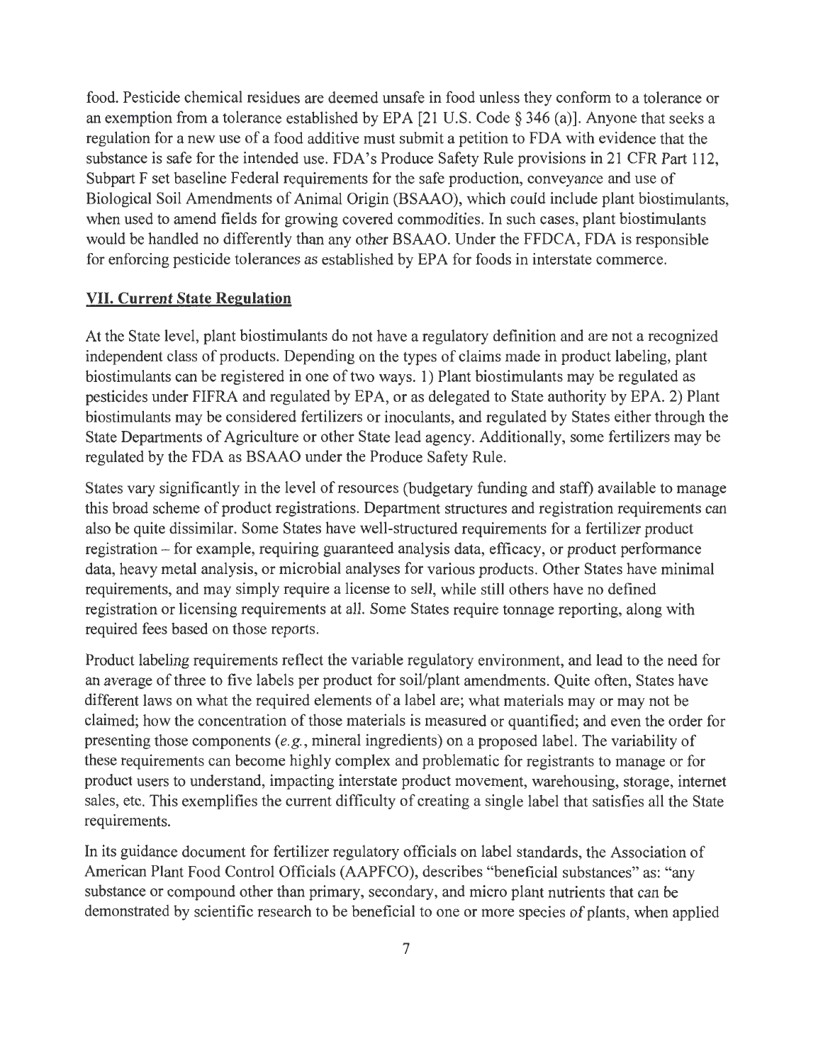food. Pesticide chemical residues are deemed unsafe in food unless they conform to a tolerance or an exemption from a tolerance established by EPA [21 U.S. Code § 346 (a)]. Anyone that seeks a regulation for a new use of a food additive must submit a petition to FDA with evidence that the substance is safe for the intended use. FDA's Produce Safety Rule provisions in 21 CFR Part 112, Subpart F set baseline Federal requirements for the safe production, conveyance and use of Biological Soil Amendments of Animal Origin (BSAAO), which could include plant biostimulants, when used to amend fields for growing covered commodities. In such cases, plant biostimulants would be handled no differently than any other BSAAO. Under the FFDCA, FDA is responsible for enforcing pesticide tolerances as established by EPA for foods in interstate commerce.

## VII. Current State Regulation

At the State level, plant biostimulants do not have a regulatory definition and are not a recognized independent class of products. Depending on the types of claims made in product labeling, plant biostimulants can be registered in one of two ways. 1) Plant biostimulants may be regulated as pesticides under FIFRA and regulated by EPA, or as delegated to State authority by EPA. 2) Plant biostimulants may be considered fertilizers or inoculants, and regulated by States either through the State Departments of Agriculture or other State lead agency. Additionally, some fertilizers may be regulated by the FDA as BSAAO under the Produce Safety Rule.

States vary significantly in the level of resources (budgetary funding and staff) available to manage this broad scheme of product registrations. Department structures and registration requirements can also be quite dissimilar. Some States have well-structured requirements for a fertilizer product registration – for example, requiring guaranteed analysis data, efficacy, or product performance data, heavy metal analysis, or microbial analyses for various products. Other States have minimal requirements, and may simply require a license to sell, while still others have no defined registration or licensing requirements at all. Some States require tonnage reporting, along with required fees based on those reports.

Product labeling requirements reflect the variable regulatory environment, and lead to the need for an average of three to five labels per product for soil/plant amendments. Quite often, States have different laws on what the required elements of a label are; what materials may or may not be claimed; how the concentration of those materials is measured or quantified; and even the order for presenting those components (*e.g.*, mineral ingredients) on a proposed label. The variability of these requirements can become highly complex and problematic for registrants to manage or for product users to understand, impacting interstate product movement, warehousing, storage, internet sales, etc. This exemplifies the current difficulty of creating a single label that satisfies all the State requirements.

In its guidance document for fertilizer regulatory officials on label standards, the Association of American Plant Food Control Officials (AAPFCO), describes "beneficial substances" as: "any substance or compound other than primary, secondary, and micro plant nutrients that can be demonstrated by scientific research to be beneficial to one or more species of plants, when applied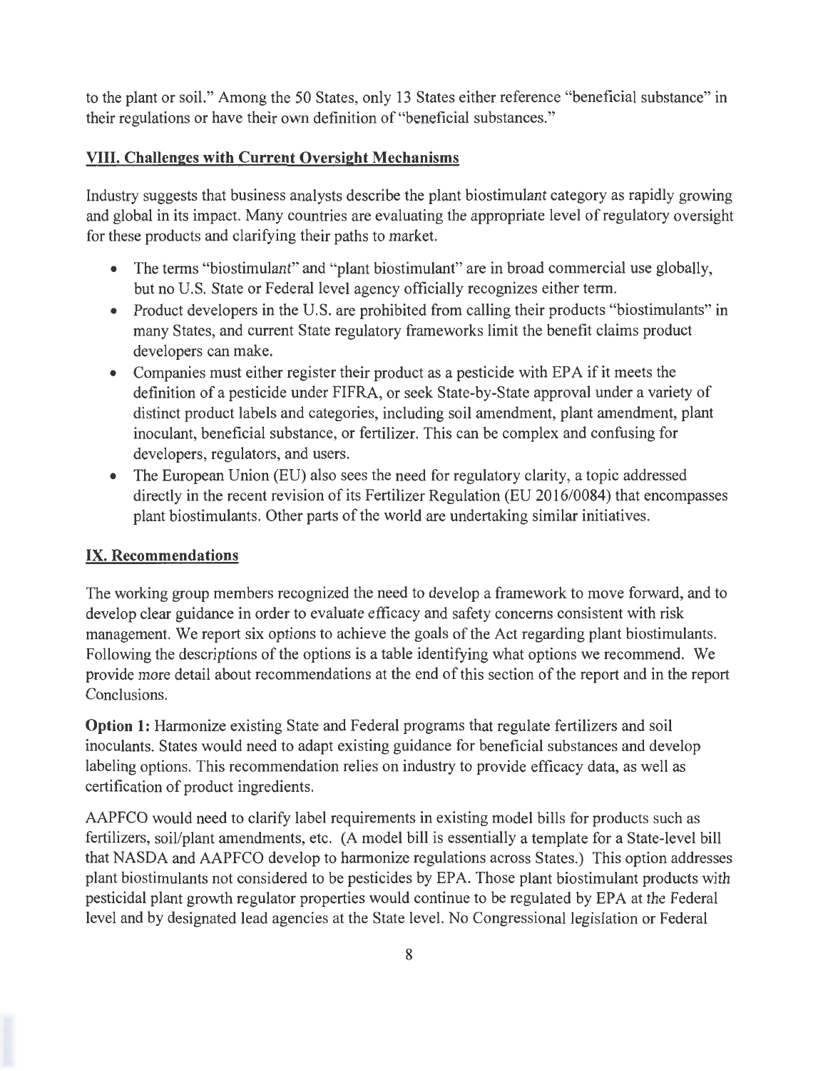to the plant or soil." Among the 50 States, only 13 States either reference "beneficial substance" in their regulations or have their own definition of "beneficial substances."

## VIII. Challenges with Current Oversight Mechanisms

Industry suggests that business analysts describe the plant biostimulant category as rapidly growing and global in its impact. Many countries are evaluating the appropriate level of regulatory oversight for these products and clarifying their paths to market.

- The terms "biostimulant" and "plant biostimulant" are in broad commercial use globally, but no U.S. State or Federal level agency officially recognizes either term.
- Product developers in the U.S. are prohibited from calling their products "biostimulants" in many States, and current State regulatory frameworks limit the benefit claims product developers can make.
- Companies must either register their product as a pesticide with EPA if it meets the definition of a pesticide under FIFRA, or seek State-by-State approval under a variety of distinct product labels and categories, including soil amendment, plant amendment, plant inoculant, beneficial substance, or fertilizer. This can be complex and confusing for developers, regulators, and users.
- The European Union (EU) also sees the need for regulatory clarity, a topic addressed directly in the recent revision of its Fertilizer Regulation (EU 2016/0084) that encompasses plant biostimulants. Other parts of the world are undertaking similar initiatives.

## IX. Recommendations

The working group members recognized the need to develop a framework to move forward, and to develop clear guidance in order to evaluate efficacy and safety concerns consistent with risk management. We report six options to achieve the goals of the Act regarding plant biostimulants. Following the descriptions of the options is a table identifying what options we recommend. We provide more detail about recommendations at the end of this section of the report and in the report Conclusions.

**Option 1:** Harmonize existing State and Federal programs that regulate fertilizers and soil inoculants. States would need to adapt existing guidance for beneficial substances and develop labeling options. This recommendation relies on industry to provide efficacy data, as well as certification of product ingredients.

AAPFCO would need to clarify label requirements in existing model bills for products such as fertilizers, soil/plant amendments, etc. (A model bill is essentially a template for a State-level bill that NASDA and AAPFCO develop to harmonize regulations across States.) This option addresses plant biostimulants not considered to be pesticides by EPA. Those plant biostimulant products with pesticidal plant growth regulator properties would continue to be regulated by EPA at the Federal level and by designated lead agencies at the State level. No Congressional legislation or Federal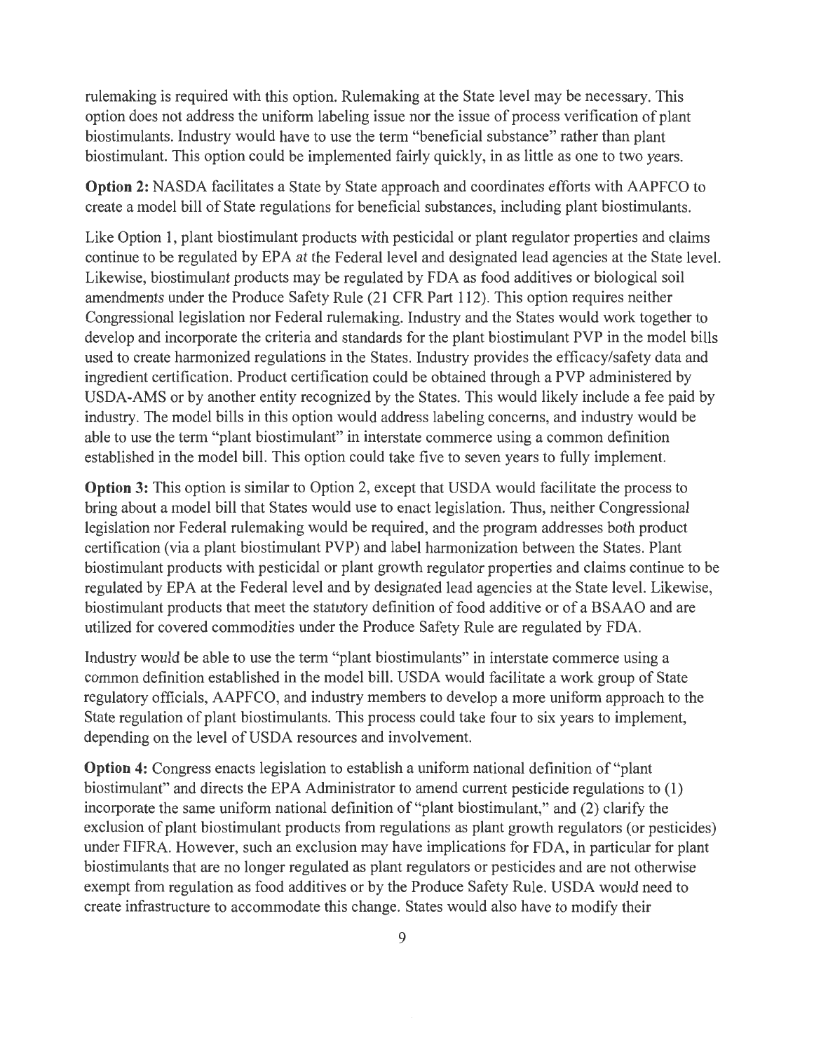rulemaking is required with this option. Rulemaking at the State level may be necessary. This option does not address the uniform labeling issue nor the issue of process verification of plant biostimulants. Industry would have to use the term "beneficial substance" rather than plant biostimulant. This option could be implemented fairly quickly, in as little as one to two years.

**Option 2:** NASDA facilitates a State by State approach and coordinates efforts with AAPFCO to create a model bill of State regulations for beneficial substances, including plant biostimulants.

Like Option 1, plant biostimulant products with pesticidal or plant regulator properties and claims continue to be regulated by EPA at the Federal level and designated lead agencies at the State level. Likewise, biostimulant products may be regulated by FDA as food additives or biological soil amendments under the Produce Safety Rule (21 CFR Part 112). This option requires neither Congressional legislation nor Federal rulemaking. Industry and the States would work together to develop and incorporate the criteria and standards for the plant biostimulant PVP in the model bills used to create harmonized regulations in the States. Industry provides the efficacy/safety data and ingredient certification. Product certification could be obtained through a PVP administered by USDA-AMS or by another entity recognized by the States. This would likely include a fee paid by industry. The model bills in this option would address labeling concerns, and industry would be able to use the term "plant biostimulant" in interstate commerce using a common definition established in the model bill. This option could take five to seven years to fully implement.

**Option 3:** This option is similar to Option 2, except that USDA would facilitate the process to bring about a model bill that States would use to enact legislation. Thus, neither Congressional legislation nor Federal rulemaking would be required, and the program addresses both product certification (via a plant biostimulant PVP) and label harmonization between the States. Plant biostimulant products with pesticidal or plant growth regulator properties and claims continue to be regulated by EPA at the Federal level and by designated lead agencies at the State level. Likewise, biostimulant products that meet the statutory definition of food additive or of a BSAAO and are utilized for covered commodities under the Produce Safety Rule are regulated by FDA.

Industry would be able to use the term "plant biostimulants" in interstate commerce using a common definition established in the model bill. USDA would facilitate a work group of State regulatory officials, AAPFCO, and industry members to develop a more uniform approach to the State regulation of plant biostimulants. This process could take four to six years to implement, depending on the level of USDA resources and involvement.

**Option 4:** Congress enacts legislation to establish a uniform national definition of "plant biostimulant" and directs the EPA Administrator to amend current pesticide regulations to (1) incorporate the same uniform national definition of "plant biostimulant," and (2) clarify the exclusion of plant biostimulant products from regulations as plant growth regulators (or pesticides) under FIFRA. However, such an exclusion may have implications for FDA, in particular for plant biostimulants that are no longer regulated as plant regulators or pesticides and are not otherwise exempt from regulation as food additives or by the Produce Safety Rule. USDA would need to create infrastructure to accommodate this change. States would also have to modify their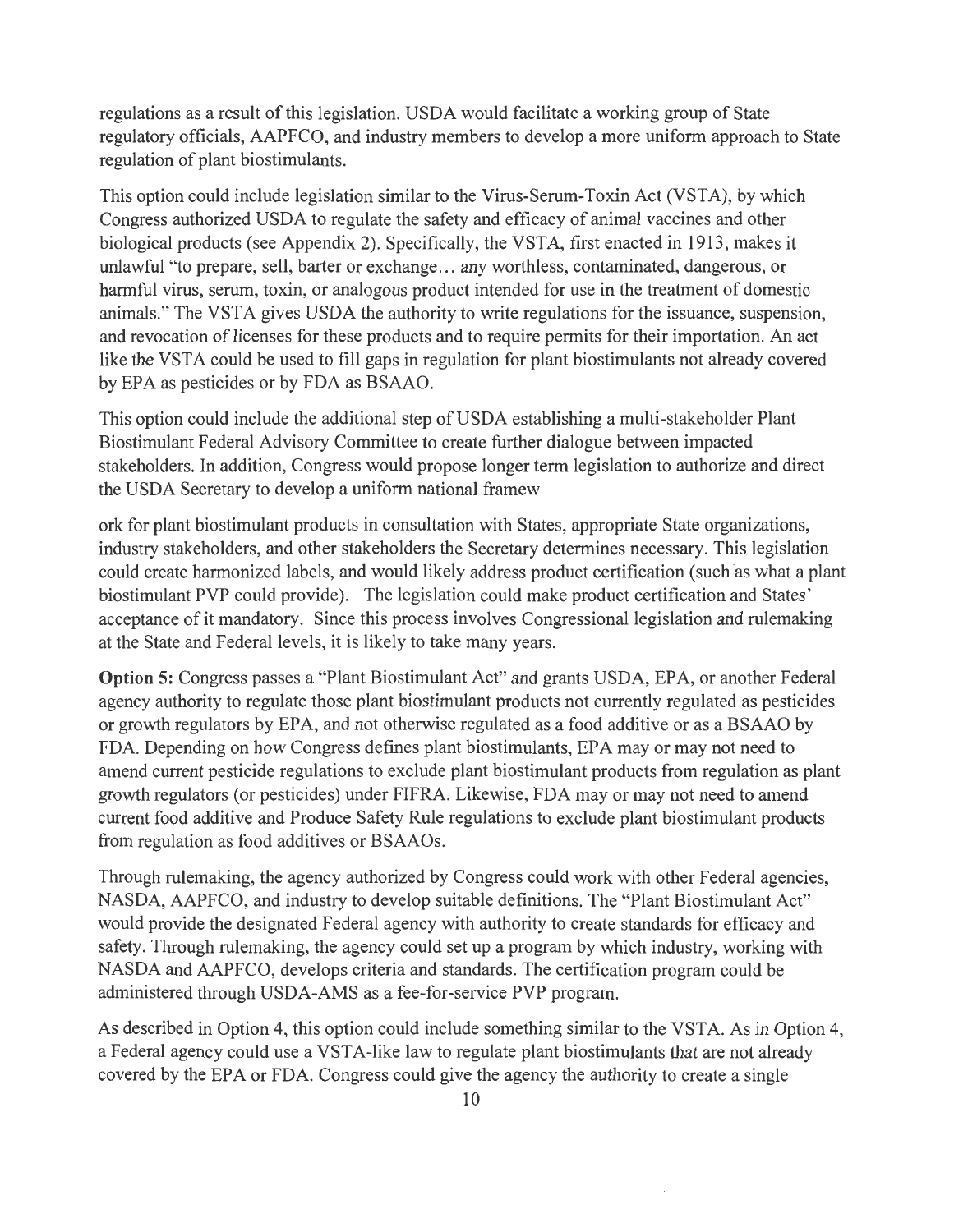regulations as a result of this legislation. USDA would facilitate a working group of State regulatory officials, AAPFCO, and industry members to develop a more uniform approach to State regulation of plant biostimulants.

This option could include legislation similar to the Virus-Serum-Toxin Act (VSTA), by which Congress authorized USDA to regulate the safety and efficacy of animal vaccines and other biological products (see Appendix 2). Specifically, the VSTA, first enacted in 1913, makes it unlawful "to prepare, sell, barter or exchange… any worthless, contaminated, dangerous, or harmful virus, serum, toxin, or analogous product intended for use in the treatment of domestic animals." The VSTA gives USDA the authority to write regulations for the issuance, suspension, and revocation of licenses for these products and to require permits for their importation. An act like the VSTA could be used to fill gaps in regulation for plant biostimulants not already covered by EPA as pesticides or by FDA as BSAAO.

This option could include the additional step of USDA establishing a multi-stakeholder Plant Biostimulant Federal Advisory Committee to create further dialogue between impacted stakeholders. In addition, Congress would propose longer term legislation to authorize and direct the USDA Secretary to develop a uniform national framework for plant biostimulant products in consultation with States, appropriate State organizations, industry stakeholders, and other stakeholders the Secretary determines necessary. This legislation could create harmonized labels, and would likely address product certification (such as what a plant biostimulant PVP could provide). The legislation could make product certification and States' acceptance of it mandatory. Since this process involves Congressional legislation and rulemaking at the State and Federal levels, it is likely to take many years.

**Option 5:** Congress passes a "Plant Biostimulant Act" and grants USDA, EPA, or another Federal agency authority to regulate those plant biostimulant products not currently regulated as pesticides or growth regulators by EPA, and not otherwise regulated as a food additive or as a BSAAO by FDA. Depending on how Congress defines plant biostimulants, EPA may or may not need to amend current pesticide regulations to exclude plant biostimulant products from regulation as plant growth regulators (or pesticides) under FIFRA. Likewise, FDA may or may not need to amend current food additive and Produce Safety Rule regulations to exclude plant biostimulant products from regulation as food additives or BSAAOs.

Through rulemaking, the agency authorized by Congress could work with other Federal agencies, NASDA, AAPFCO, and industry to develop suitable definitions. The "Plant Biostimulant Act" would provide the designated Federal agency with authority to create standards for efficacy and safety. Through rulemaking, the agency could set up a program by which industry, working with NASDA and AAPFCO, develops criteria and standards. The certification program could be administered through USDA-AMS as a fee-for-service PVP program.

As described in Option 4, this option could include something similar to the VSTA. As in Option 4, a Federal agency could use a VSTA-like law to regulate plant biostimulants that are not already covered by the EPA or FDA. Congress could give the agency the authority to create a single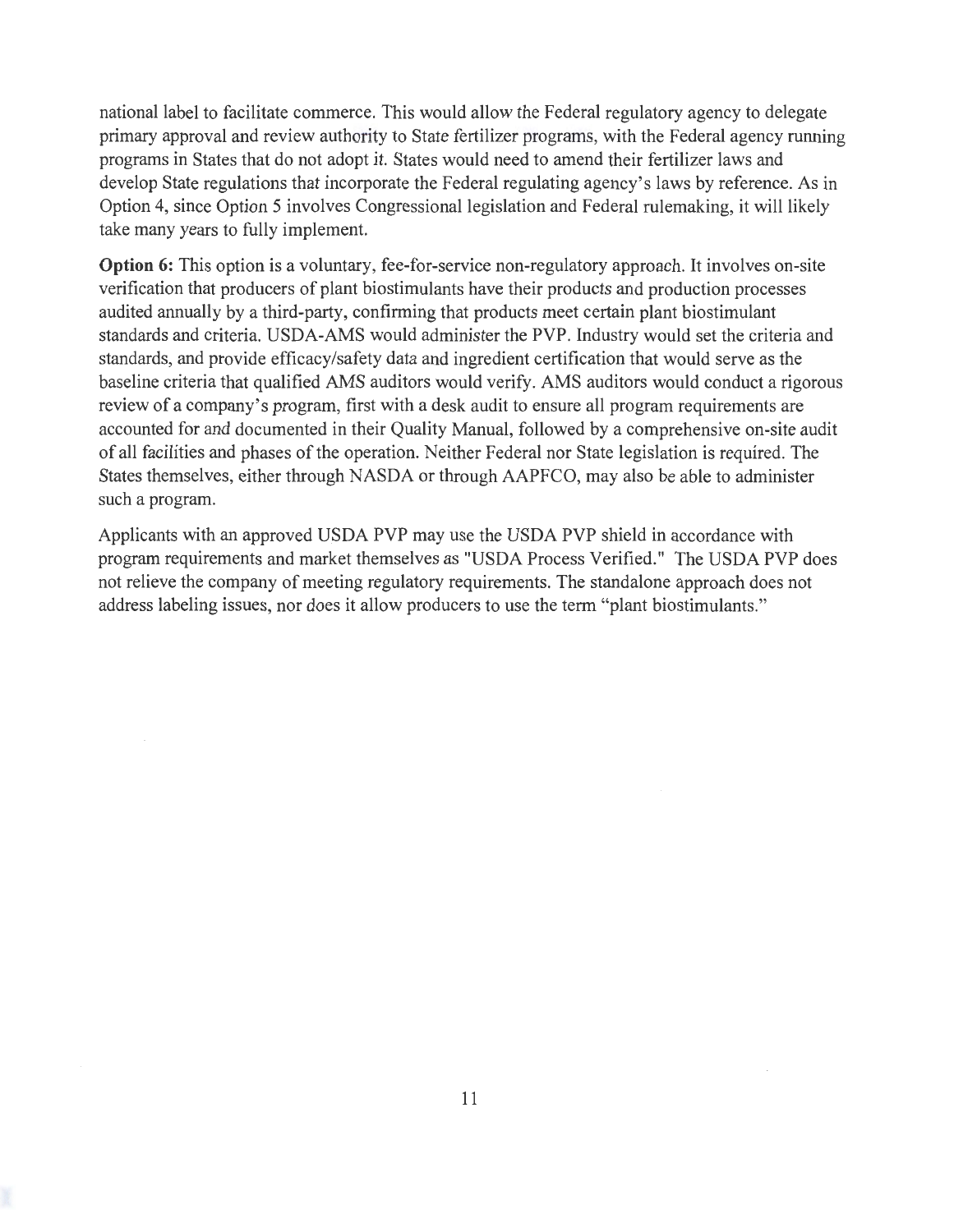national label to facilitate commerce. This would allow the Federal regulatory agency to delegate primary approval and review authority to State fertilizer programs, with the Federal agency running programs in States that do not adopt it. States would need to amend their fertilizer laws and develop State regulations that incorporate the Federal regulating agency's laws by reference. As in Option 4, since Option 5 involves Congressional legislation and Federal rulemaking, it will likely take many years to fully implement.

**Option 6:** This option is a voluntary, fee-for-service non-regulatory approach. It involves on-site verification that producers of plant biostimulants have their products and production processes audited annually by a third-party, confirming that products meet certain plant biostimulant standards and criteria. USDA-AMS would administer the PVP. Industry would set the criteria and standards, and provide efficacy/safety data and ingredient certification that would serve as the baseline criteria that qualified AMS auditors would verify. AMS auditors would conduct a rigorous review of a company's program, first with a desk audit to ensure all program requirements are accounted for and documented in their Quality Manual, followed by a comprehensive on-site audit of all facilities and phases of the operation. Neither Federal nor State legislation is required. The States themselves, either through NASDA or through AAPFCO, may also be able to administer such a program.

Applicants with an approved USDA PVP may use the USDA PVP shield in accordance with program requirements and market themselves as "USDA Process Verified." The USDA PVP does not relieve the company of meeting regulatory requirements. The standalone approach does not address labeling issues, nor does it allow producers to use the term "plant biostimulants."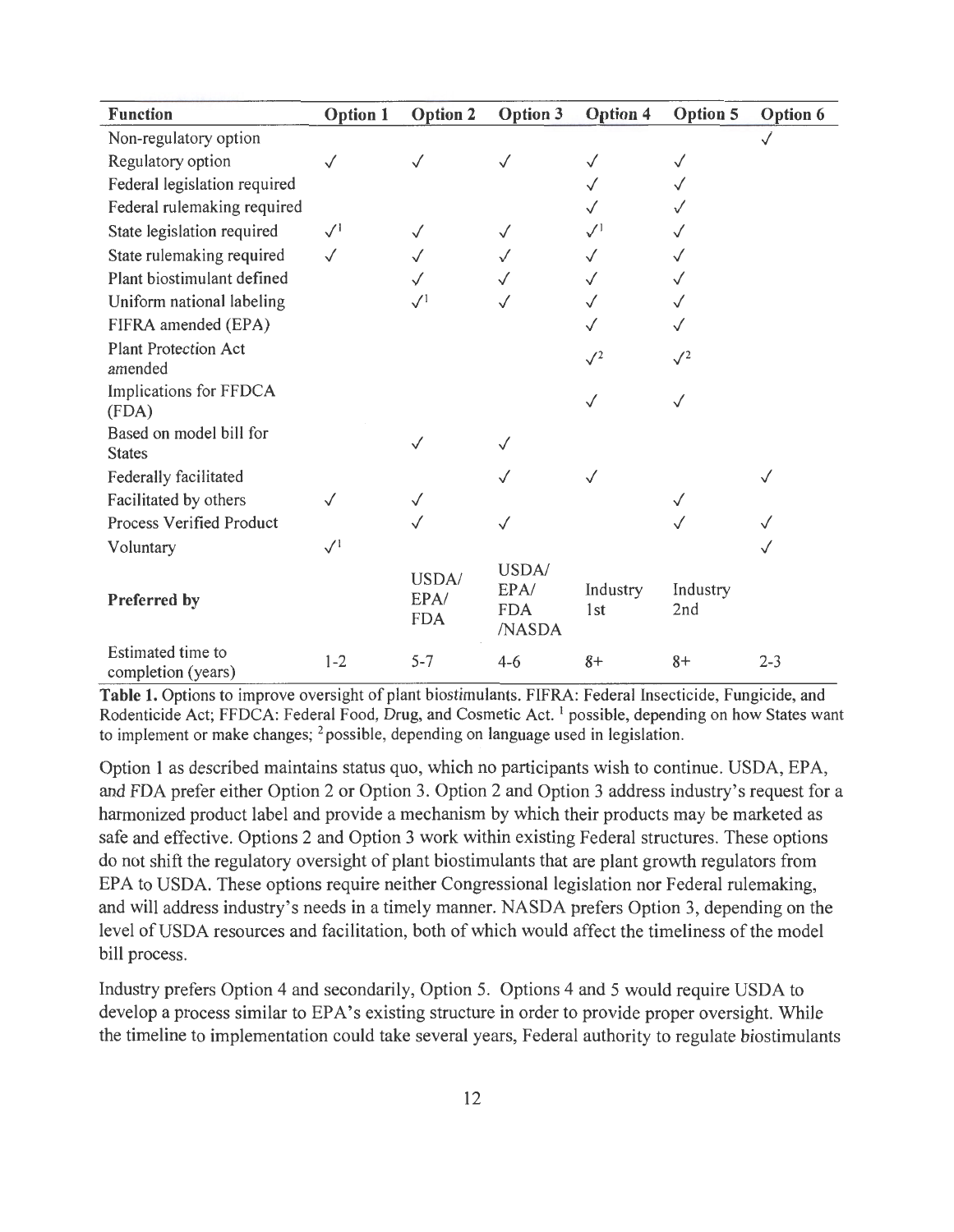| Function | Option 1 | Option 2 | Option 3 | Option 4 | Option 5 | Option 6 |
|---|---|---|---|---|---|---|
| Non-regulatory option | | | | | | ✓ |
| Regulatory option | ✓ | ✓ | ✓ | ✓ | ✓ | |
| Federal legislation required | | | | ✓ | ✓ | |
| Federal rulemaking required | | | | ✓ | ✓ | |
| State legislation required | ✓[1] | ✓ | ✓ | ✓[1] | ✓ | |
| State rulemaking required | ✓ | ✓ | ✓ | ✓ | ✓ | |
| Plant biostimulant defined | | ✓ | ✓ | ✓ | ✓ | |
| Uniform national labeling | | ✓[1] | ✓ | ✓ | ✓ | |
| FIFRA amended (EPA) | | | | ✓ | ✓ | |
| Plant Protection Act amended | | | | ✓[2] | ✓[2] | |
| Implications for FFDCA (FDA) | | | | ✓ | ✓ | |
| Based on model bill for States | | ✓ | ✓ | | | |
| Federally facilitated | | | ✓ | ✓ | | ✓ |
| Facilitated by others | ✓ | ✓ | | | ✓ | |
| Process Verified Product | | ✓ | ✓ | | ✓ | ✓ |
| Voluntary | ✓[1] | | | | | ✓ |
| **Preferred by** | | USDA/ EPA/ FDA | USDA/ EPA/ FDA /NASDA | Industry 1st | Industry 2nd | |
| Estimated time to completion (years) | 1-2 | 5-7 | 4-6 | 8+ | 8+ | 2-3 |

**Table 1.** Options to improve oversight of plant biostimulants. FIFRA: Federal Insecticide, Fungicide, and Rodenticide Act; FFDCA: Federal Food, Drug, and Cosmetic Act. [1] possible, depending on how States want to implement or make changes; [2] possible, depending on language used in legislation.

Option 1 as described maintains status quo, which no participants wish to continue. USDA, EPA, and FDA prefer either Option 2 or Option 3. Option 2 and Option 3 address industry's request for a harmonized product label and provide a mechanism by which their products may be marketed as safe and effective. Options 2 and Option 3 work within existing Federal structures. These options do not shift the regulatory oversight of plant biostimulants that are plant growth regulators from EPA to USDA. These options require neither Congressional legislation nor Federal rulemaking, and will address industry's needs in a timely manner. NASDA prefers Option 3, depending on the level of USDA resources and facilitation, both of which would affect the timeliness of the model bill process.

Industry prefers Option 4 and secondarily, Option 5. Options 4 and 5 would require USDA to develop a process similar to EPA's existing structure in order to provide proper oversight. While the timeline to implementation could take several years, Federal authority to regulate biostimulants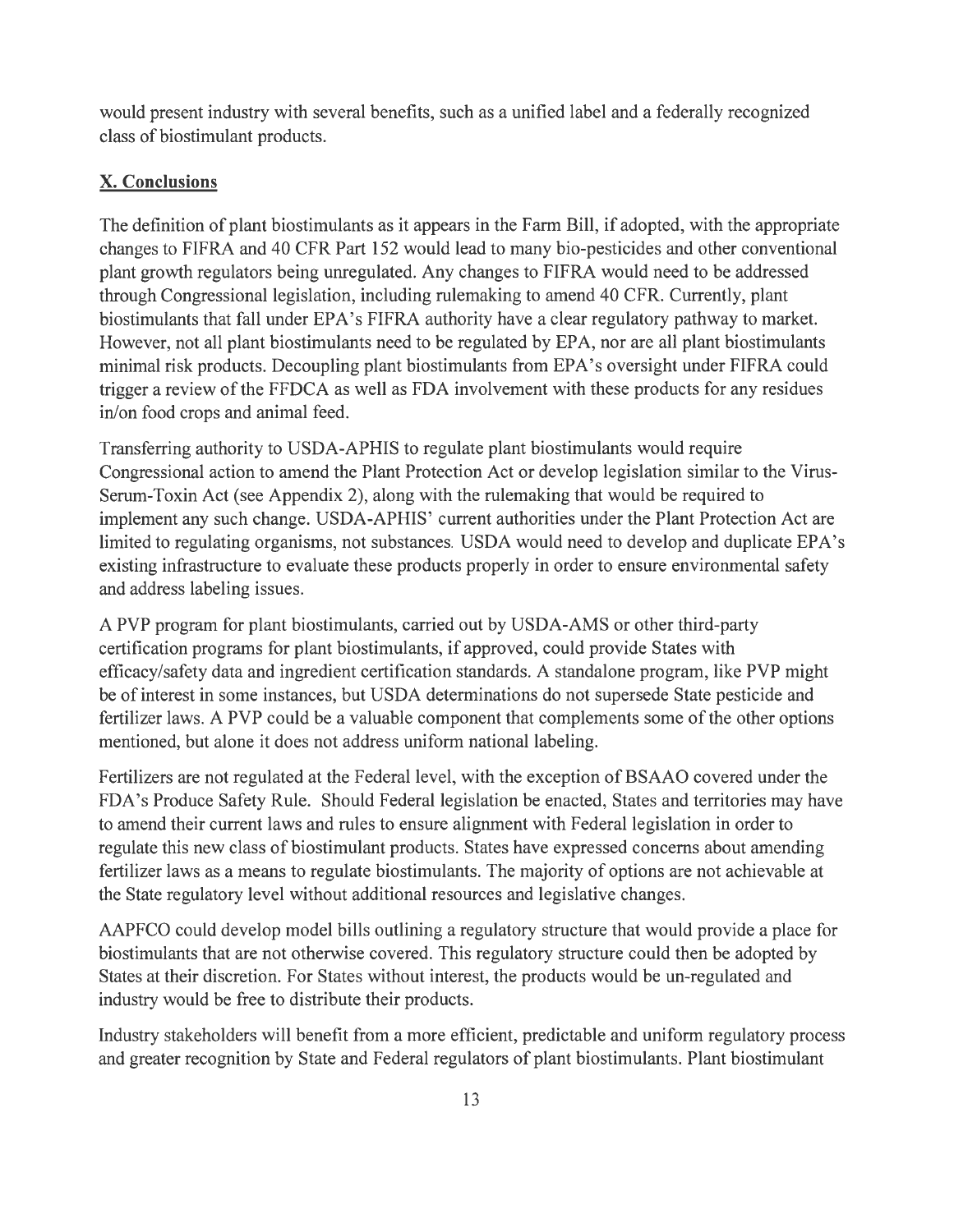would present industry with several benefits, such as a unified label and a federally recognized class of biostimulant products.

## X. Conclusions

The definition of plant biostimulants as it appears in the Farm Bill, if adopted, with the appropriate changes to FIFRA and 40 CFR Part 152 would lead to many bio-pesticides and other conventional plant growth regulators being unregulated. Any changes to FIFRA would need to be addressed through Congressional legislation, including rulemaking to amend 40 CFR. Currently, plant biostimulants that fall under EPA's FIFRA authority have a clear regulatory pathway to market. However, not all plant biostimulants need to be regulated by EPA, nor are all plant biostimulants minimal risk products. Decoupling plant biostimulants from EPA's oversight under FIFRA could trigger a review of the FFDCA as well as FDA involvement with these products for any residues in/on food crops and animal feed.

Transferring authority to USDA-APHIS to regulate plant biostimulants would require Congressional action to amend the Plant Protection Act or develop legislation similar to the Virus-Serum-Toxin Act (see Appendix 2), along with the rulemaking that would be required to implement any such change. USDA-APHIS' current authorities under the Plant Protection Act are limited to regulating organisms, not substances. USDA would need to develop and duplicate EPA's existing infrastructure to evaluate these products properly in order to ensure environmental safety and address labeling issues.

A PVP program for plant biostimulants, carried out by USDA-AMS or other third-party certification programs for plant biostimulants, if approved, could provide States with efficacy/safety data and ingredient certification standards. A standalone program, like PVP might be of interest in some instances, but USDA determinations do not supersede State pesticide and fertilizer laws. A PVP could be a valuable component that complements some of the other options mentioned, but alone it does not address uniform national labeling.

Fertilizers are not regulated at the Federal level, with the exception of BSAAO covered under the FDA's Produce Safety Rule. Should Federal legislation be enacted, States and territories may have to amend their current laws and rules to ensure alignment with Federal legislation in order to regulate this new class of biostimulant products. States have expressed concerns about amending fertilizer laws as a means to regulate biostimulants. The majority of options are not achievable at the State regulatory level without additional resources and legislative changes.

AAPFCO could develop model bills outlining a regulatory structure that would provide a place for biostimulants that are not otherwise covered. This regulatory structure could then be adopted by States at their discretion. For States without interest, the products would be un-regulated and industry would be free to distribute their products.

Industry stakeholders will benefit from a more efficient, predictable and uniform regulatory process and greater recognition by State and Federal regulators of plant biostimulants. Plant biostimulant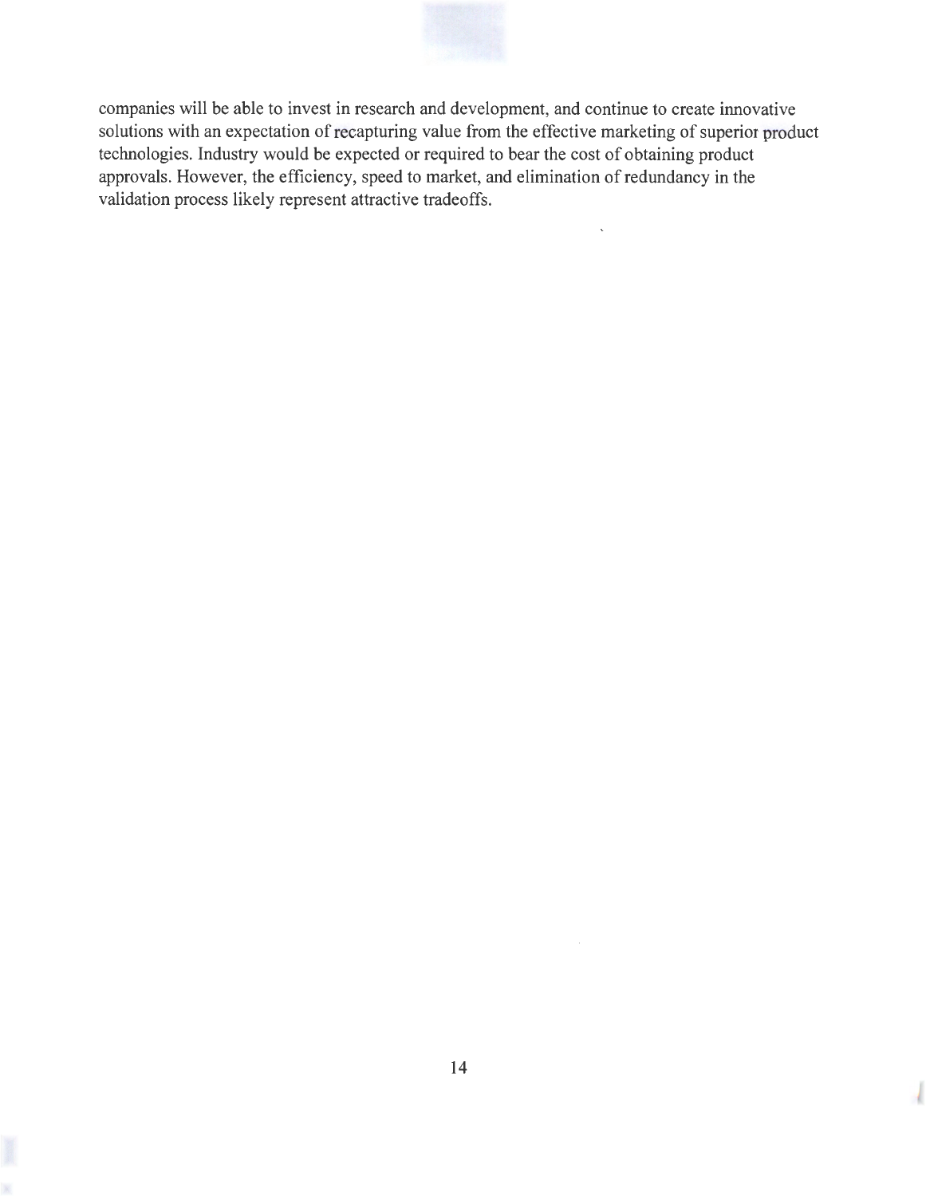companies will be able to invest in research and development, and continue to create innovative solutions with an expectation of recapturing value from the effective marketing of superior product technologies. Industry would be expected or required to bear the cost of obtaining product approvals. However, the efficiency, speed to market, and elimination of redundancy in the validation process likely represent attractive tradeoffs.